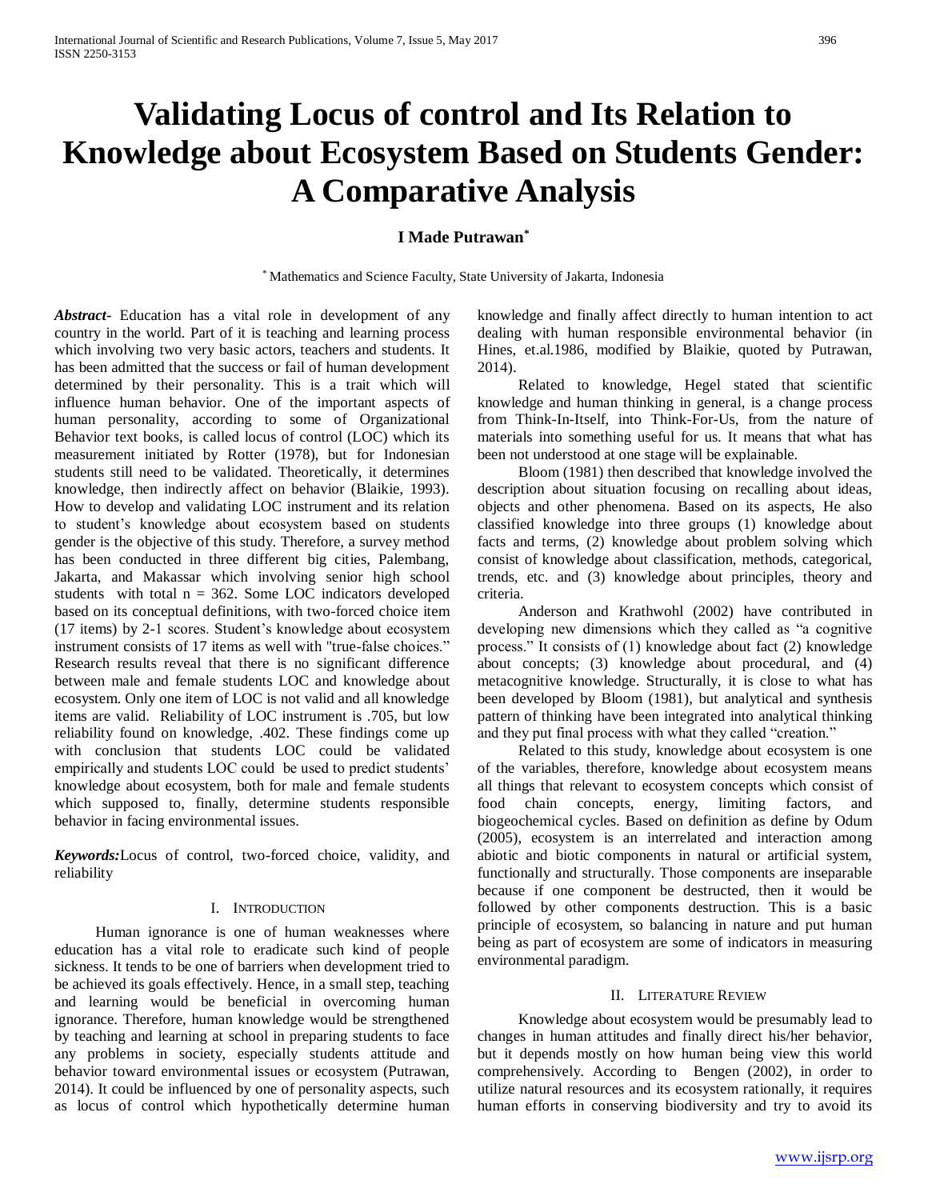# Validating Locus of control and Its Relation to Knowledge about Ecosystem Based on Students Gender: A Comparative Analysis

**I Made Putrawan***

* Mathematics and Science Faculty, State University of Jakarta, Indonesia

***Abstract-*** Education has a vital role in development of any country in the world. Part of it is teaching and learning process which involving two very basic actors, teachers and students. It has been admitted that the success or fail of human development determined by their personality. This is a trait which will influence human behavior. One of the important aspects of human personality, according to some of Organizational Behavior text books, is called locus of control (LOC) which its measurement initiated by Rotter (1978), but for Indonesian students still need to be validated. Theoretically, it determines knowledge, then indirectly affect on behavior (Blaikie, 1993). How to develop and validating LOC instrument and its relation to student's knowledge about ecosystem based on students gender is the objective of this study. Therefore, a survey method has been conducted in three different big cities, Palembang, Jakarta, and Makassar which involving senior high school students with total n = 362. Some LOC indicators developed based on its conceptual definitions, with two-forced choice item (17 items) by 2-1 scores. Student's knowledge about ecosystem instrument consists of 17 items as well with "true-false choices." Research results reveal that there is no significant difference between male and female students LOC and knowledge about ecosystem. Only one item of LOC is not valid and all knowledge items are valid. Reliability of LOC instrument is .705, but low reliability found on knowledge, .402. These findings come up with conclusion that students LOC could be validated empirically and students LOC could be used to predict students' knowledge about ecosystem, both for male and female students which supposed to, finally, determine students responsible behavior in facing environmental issues.

***Keywords:*** Locus of control, two-forced choice, validity, and reliability

## I. Introduction

Human ignorance is one of human weaknesses where education has a vital role to eradicate such kind of people sickness. It tends to be one of barriers when development tried to be achieved its goals effectively. Hence, in a small step, teaching and learning would be beneficial in overcoming human ignorance. Therefore, human knowledge would be strengthened by teaching and learning at school in preparing students to face any problems in society, especially students attitude and behavior toward environmental issues or ecosystem (Putrawan, 2014). It could be influenced by one of personality aspects, such as locus of control which hypothetically determine human knowledge and finally affect directly to human intention to act dealing with human responsible environmental behavior (in Hines, et.al.1986, modified by Blaikie, quoted by Putrawan, 2014).

Related to knowledge, Hegel stated that scientific knowledge and human thinking in general, is a change process from Think-In-Itself, into Think-For-Us, from the nature of materials into something useful for us. It means that what has been not understood at one stage will be explainable.

Bloom (1981) then described that knowledge involved the description about situation focusing on recalling about ideas, objects and other phenomena. Based on its aspects, He also classified knowledge into three groups (1) knowledge about facts and terms, (2) knowledge about problem solving which consist of knowledge about classification, methods, categorical, trends, etc. and (3) knowledge about principles, theory and criteria.

Anderson and Krathwohl (2002) have contributed in developing new dimensions which they called as "a cognitive process." It consists of (1) knowledge about fact (2) knowledge about concepts; (3) knowledge about procedural, and (4) metacognitive knowledge. Structurally, it is close to what has been developed by Bloom (1981), but analytical and synthesis pattern of thinking have been integrated into analytical thinking and they put final process with what they called "creation."

Related to this study, knowledge about ecosystem is one of the variables, therefore, knowledge about ecosystem means all things that relevant to ecosystem concepts which consist of food chain concepts, energy, limiting factors, and biogeochemical cycles. Based on definition as define by Odum (2005), ecosystem is an interrelated and interaction among abiotic and biotic components in natural or artificial system, functionally and structurally. Those components are inseparable because if one component be destructed, then it would be followed by other components destruction. This is a basic principle of ecosystem, so balancing in nature and put human being as part of ecosystem are some of indicators in measuring environmental paradigm.

## II. Literature Review

Knowledge about ecosystem would be presumably lead to changes in human attitudes and finally direct his/her behavior, but it depends mostly on how human being view this world comprehensively. According to Bengen (2002), in order to utilize natural resources and its ecosystem rationally, it requires human efforts in conserving biodiversity and try to avoid its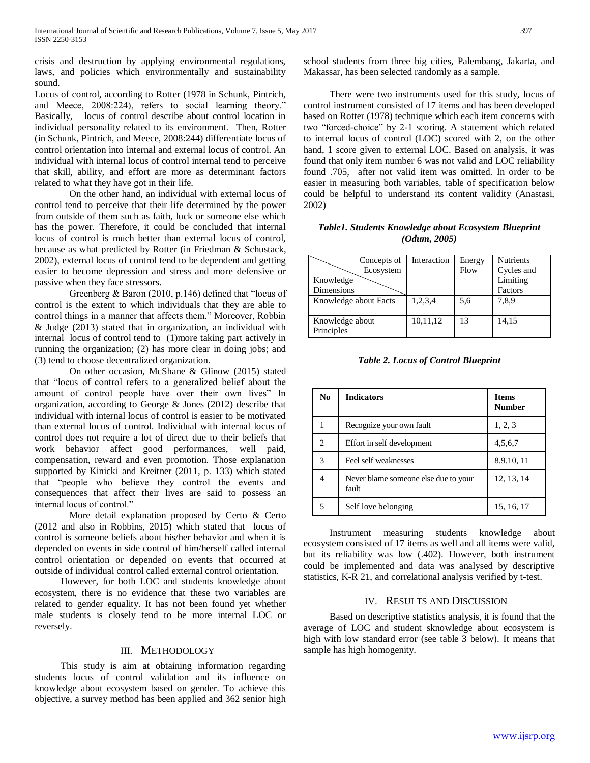crisis and destruction by applying environmental regulations, laws, and policies which environmentally and sustainability sound.

Locus of control, according to Rotter (1978 in Schunk, Pintrich, and Meece, 2008:224), refers to social learning theory." Basically, locus of control describe about control location in individual personality related to its environment. Then, Rotter (in Schunk, Pintrich, and Meece, 2008:244) differentiate locus of control orientation into internal and external locus of control. An individual with internal locus of control internal tend to perceive that skill, ability, and effort are more as determinant factors related to what they have got in their life.

On the other hand, an individual with external locus of control tend to perceive that their life determined by the power from outside of them such as faith, luck or someone else which has the power. Therefore, it could be concluded that internal locus of control is much better than external locus of control, because as what predicted by Rotter (in Friedman & Schustack, 2002), external locus of control tend to be dependent and getting easier to become depression and stress and more defensive or passive when they face stressors.

Greenberg & Baron (2010, p.146) defined that "locus of control is the extent to which individuals that they are able to control things in a manner that affects them." Moreover, Robbin & Judge (2013) stated that in organization, an individual with internal locus of control tend to (1)more taking part actively in running the organization; (2) has more clear in doing jobs; and (3) tend to choose decentralized organization.

On other occasion, McShane & Glinow (2015) stated that "locus of control refers to a generalized belief about the amount of control people have over their own lives" In organization, according to George & Jones (2012) describe that individual with internal locus of control is easier to be motivated than external locus of control. Individual with internal locus of control does not require a lot of direct due to their beliefs that work behavior affect good performances, well paid, compensation, reward and even promotion. Those explanation supported by Kinicki and Kreitner (2011, p. 133) which stated that "people who believe they control the events and consequences that affect their lives are said to possess an internal locus of control."

More detail explanation proposed by Certo & Certo (2012 and also in Robbins, 2015) which stated that locus of control is someone beliefs about his/her behavior and when it is depended on events in side control of him/herself called internal control orientation or depended on events that occurred at outside of individual control called external control orientation.

However, for both LOC and students knowledge about ecosystem, there is no evidence that these two variables are related to gender equality. It has not been found yet whether male students is closely tend to be more internal LOC or reversely.

## III. Methodology

This study is aim at obtaining information regarding students locus of control validation and its influence on knowledge about ecosystem based on gender. To achieve this objective, a survey method has been applied and 362 senior high school students from three big cities, Palembang, Jakarta, and Makassar, has been selected randomly as a sample.

There were two instruments used for this study, locus of control instrument consisted of 17 items and has been developed based on Rotter (1978) technique which each item concerns with two "forced-choice" by 2-1 scoring. A statement which related to internal locus of control (LOC) scored with 2, on the other hand, 1 score given to external LOC. Based on analysis, it was found that only item number 6 was not valid and LOC reliability found .705, after not valid item was omitted. In order to be easier in measuring both variables, table of specification below could be helpful to understand its content validity (Anastasi, 2002)

***Table1. Students Knowledge about Ecosystem Blueprint (Odum, 2005)***

| Knowledge Dimensions \ Concepts of Ecosystem | Interaction | Energy Flow | Nutrients Cycles and Limiting Factors |
|---|---|---|---|
| Knowledge about Facts | 1,2,3,4 | 5,6 | 7,8,9 |
| Knowledge about Principles | 10,11,12 | 13 | 14,15 |

***Table 2. Locus of Control Blueprint***

| No | Indicators | Items Number |
|---|---|---|
| 1 | Recognize your own fault | 1, 2, 3 |
| 2 | Effort in self development | 4,5,6,7 |
| 3 | Feel self weaknesses | 8.9.10, 11 |
| 4 | Never blame someone else due to your fault | 12, 13, 14 |
| 5 | Self love belonging | 15, 16, 17 |

Instrument measuring students knowledge about ecosystem consisted of 17 items as well and all items were valid, but its reliability was low (.402). However, both instrument could be implemented and data was analysed by descriptive statistics, K-R 21, and correlational analysis verified by t-test.

## IV. Results and Discussion

Based on descriptive statistics analysis, it is found that the average of LOC and student sknowledge about ecosystem is high with low standard error (see table 3 below). It means that sample has high homogenity.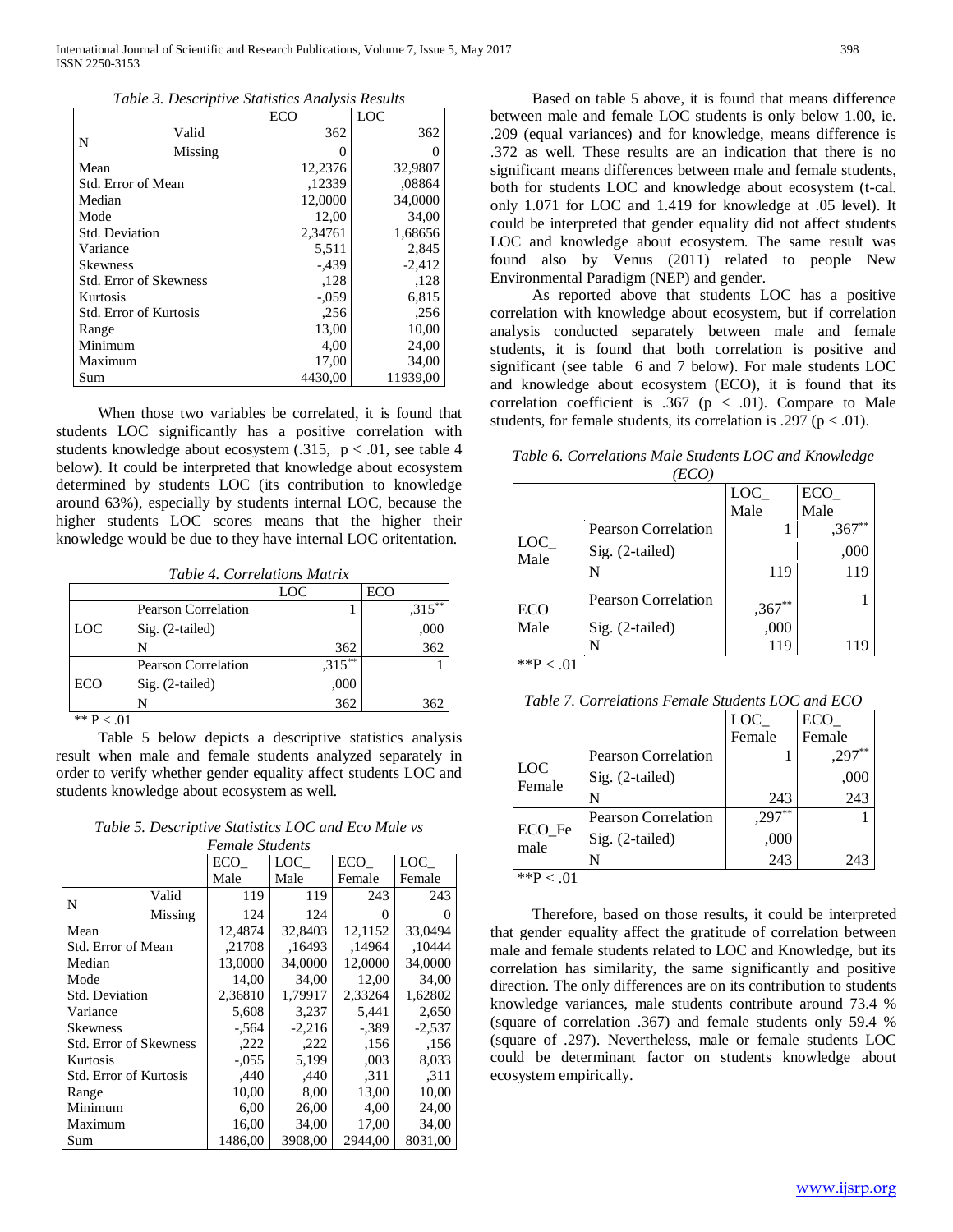*Table 3. Descriptive Statistics Analysis Results*

| | | ECO | LOC |
|---|---|---|---|
| N | Valid | 362 | 362 |
| | Missing | 0 | 0 |
| Mean | | 12,2376 | 32,9807 |
| Std. Error of Mean | | ,12339 | ,08864 |
| Median | | 12,0000 | 34,0000 |
| Mode | | 12,00 | 34,00 |
| Std. Deviation | | 2,34761 | 1,68656 |
| Variance | | 5,511 | 2,845 |
| Skewness | | -,439 | -2,412 |
| Std. Error of Skewness | | ,128 | ,128 |
| Kurtosis | | -,059 | 6,815 |
| Std. Error of Kurtosis | | ,256 | ,256 |
| Range | | 13,00 | 10,00 |
| Minimum | | 4,00 | 24,00 |
| Maximum | | 17,00 | 34,00 |
| Sum | | 4430,00 | 11939,00 |

When those two variables be correlated, it is found that students LOC significantly has a positive correlation with students knowledge about ecosystem (.315, $p < .01$, see table 4 below). It could be interpreted that knowledge about ecosystem determined by students LOC (its contribution to knowledge around 63%), especially by students internal LOC, because the higher students LOC scores means that the higher their knowledge would be due to they have internal LOC oritentation.

*Table 4. Correlations Matrix*

| | | LOC | ECO |
|---|---|---|---|
| LOC | Pearson Correlation | 1 | ,315** |
| | Sig. (2-tailed) | | ,000 |
| | N | 362 | 362 |
| ECO | Pearson Correlation | ,315** | 1 |
| | Sig. (2-tailed) | ,000 | |
| | N | 362 | 362 |

** P < .01

Table 5 below depicts a descriptive statistics analysis result when male and female students analyzed separately in order to verify whether gender equality affect students LOC and students knowledge about ecosystem as well.

*Table 5. Descriptive Statistics LOC and Eco Male vs Female Students*

| | | ECO_ Male | LOC_ Male | ECO_ Female | LOC_ Female |
|---|---|---|---|---|---|
| N | Valid | 119 | 119 | 243 | 243 |
| | Missing | 124 | 124 | 0 | 0 |
| Mean | | 12,4874 | 32,8403 | 12,1152 | 33,0494 |
| Std. Error of Mean | | ,21708 | ,16493 | ,14964 | ,10444 |
| Median | | 13,0000 | 34,0000 | 12,0000 | 34,0000 |
| Mode | | 14,00 | 34,00 | 12,00 | 34,00 |
| Std. Deviation | | 2,36810 | 1,79917 | 2,33264 | 1,62802 |
| Variance | | 5,608 | 3,237 | 5,441 | 2,650 |
| Skewness | | -,564 | -2,216 | -,389 | -2,537 |
| Std. Error of Skewness | | ,222 | ,222 | ,156 | ,156 |
| Kurtosis | | -,055 | 5,199 | ,003 | 8,033 |
| Std. Error of Kurtosis | | ,440 | ,440 | ,311 | ,311 |
| Range | | 10,00 | 8,00 | 13,00 | 10,00 |
| Minimum | | 6,00 | 26,00 | 4,00 | 24,00 |
| Maximum | | 16,00 | 34,00 | 17,00 | 34,00 |
| Sum | | 1486,00 | 3908,00 | 2944,00 | 8031,00 |

Based on table 5 above, it is found that means difference between male and female LOC students is only below 1.00, ie. .209 (equal variances) and for knowledge, means difference is .372 as well. These results are an indication that there is no significant means differences between male and female students, both for students LOC and knowledge about ecosystem (t-cal. only 1.071 for LOC and 1.419 for knowledge at .05 level). It could be interpreted that gender equality did not affect students LOC and knowledge about ecosystem. The same result was found also by Venus (2011) related to people New Environmental Paradigm (NEP) and gender.

As reported above that students LOC has a positive correlation with knowledge about ecosystem, but if correlation analysis conducted separately between male and female students, it is found that both correlation is positive and significant (see table 6 and 7 below). For male students LOC and knowledge about ecosystem (ECO), it is found that its correlation coefficient is .367 ($p < .01$). Compare to Male students, for female students, its correlation is .297 ($p < .01$).

*Table 6. Correlations Male Students LOC and Knowledge (ECO)*

| | | LOC_ Male | ECO_ Male |
|---|---|---|---|
| LOC_ Male | Pearson Correlation | 1 | ,367** |
| | Sig. (2-tailed) | | ,000 |
| | N | 119 | 119 |
| ECO Male | Pearson Correlation | ,367** | 1 |
| | Sig. (2-tailed) | ,000 | |
| | N | 119 | 119 |

**P < .01

*Table 7. Correlations Female Students LOC and ECO*

| | | LOC_ Female | ECO_ Female |
|---|---|---|---|
| LOC Female | Pearson Correlation | 1 | ,297** |
| | Sig. (2-tailed) | | ,000 |
| | N | 243 | 243 |
| ECO_Fe male | Pearson Correlation | ,297** | 1 |
| | Sig. (2-tailed) | ,000 | |
| | N | 243 | 243 |

**P < .01

Therefore, based on those results, it could be interpreted that gender equality affect the gratitude of correlation between male and female students related to LOC and Knowledge, but its correlation has similarity, the same significantly and positive direction. The only differences are on its contribution to students knowledge variances, male students contribute around 73.4 % (square of correlation .367) and female students only 59.4 % (square of .297). Nevertheless, male or female students LOC could be determinant factor on students knowledge about ecosystem empirically.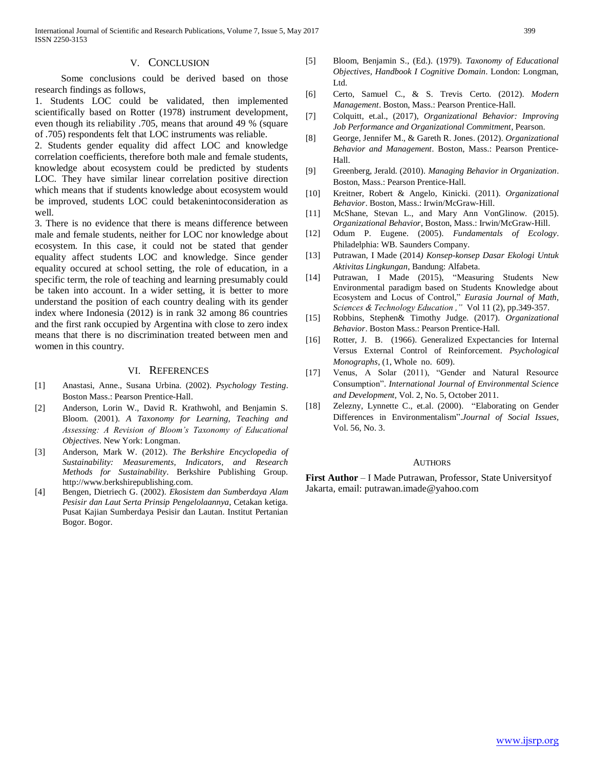## V. Conclusion

Some conclusions could be derived based on those research findings as follows,

1. Students LOC could be validated, then implemented scientifically based on Rotter (1978) instrument development, even though its reliability .705, means that around 49 % (square of .705) respondents felt that LOC instruments was reliable.
2. Students gender equality did affect LOC and knowledge correlation coefficients, therefore both male and female students, knowledge about ecosystem could be predicted by students LOC. They have similar linear correlation positive direction which means that if students knowledge about ecosystem would be improved, students LOC could betakenintoconsideration as well.
3. There is no evidence that there is means difference between male and female students, neither for LOC nor knowledge about ecosystem. In this case, it could not be stated that gender equality affect students LOC and knowledge. Since gender equality occured at school setting, the role of education, in a specific term, the role of teaching and learning presumably could be taken into account. In a wider setting, it is better to more understand the position of each country dealing with its gender index where Indonesia (2012) is in rank 32 among 86 countries and the first rank occupied by Argentina with close to zero index means that there is no discrimination treated between men and women in this country.

## VI. References

[1] Anastasi, Anne., Susana Urbina. (2002). *Psychology Testing*. Boston Mass.: Pearson Prentice-Hall.

[2] Anderson, Lorin W., David R. Krathwohl, and Benjamin S. Bloom. (2001). *A Taxonomy for Learning, Teaching and Assessing: A Revision of Bloom's Taxonomy of Educational Objectives*. New York: Longman.

[3] Anderson, Mark W. (2012). *The Berkshire Encyclopedia of Sustainability: Measurements, Indicators, and Research Methods for Sustainability*. Berkshire Publishing Group. http://www.berkshirepublishing.com.

[4] Bengen, Dietriech G. (2002). *Ekosistem dan Sumberdaya Alam Pesisir dan Laut Serta Prinsip Pengelolaannya*, Cetakan ketiga. Pusat Kajian Sumberdaya Pesisir dan Lautan. Institut Pertanian Bogor. Bogor.

[5] Bloom, Benjamin S., (Ed.). (1979). *Taxonomy of Educational Objectives, Handbook I Cognitive Domain*. London: Longman, Ltd.

[6] Certo, Samuel C., & S. Trevis Certo. (2012). *Modern Management*. Boston, Mass.: Pearson Prentice-Hall.

[7] Colquitt, et.al., (2017), *Organizational Behavior: Improving Job Performance and Organizational Commitment*, Pearson.

[8] George, Jennifer M., & Gareth R. Jones. (2012). *Organizational Behavior and Management*. Boston, Mass.: Pearson Prentice-Hall.

[9] Greenberg, Jerald. (2010). *Managing Behavior in Organization*. Boston, Mass.: Pearson Prentice-Hall.

[10] Kreitner, Robert & Angelo, Kinicki. (2011). *Organizational Behavior*. Boston, Mass.: Irwin/McGraw-Hill.

[11] McShane, Stevan L., and Mary Ann VonGlinow. (2015). *Organizational Behavior*, Boston, Mass.: Irwin/McGraw-Hill.

[12] Odum P. Eugene. (2005). *Fundamentals of Ecology*. Philadelphia: WB. Saunders Company.

[13] Putrawan, I Made (2014*) Konsep-konsep Dasar Ekologi Untuk Aktivitas Lingkungan*, Bandung: Alfabeta.

[14] Putrawan, I Made (2015), "Measuring Students New Environmental paradigm based on Students Knowledge about Ecosystem and Locus of Control," *Eurasia Journal of Math, Sciences & Technology Education ,"* Vol 11 (2), pp.349-357.

[15] Robbins, Stephen& Timothy Judge. (2017). *Organizational Behavior*. Boston Mass.: Pearson Prentice-Hall.

[16] Rotter, J. B. (1966). Generalized Expectancies for Internal Versus External Control of Reinforcement. *Psychological Monographs*, (1, Whole no. 609).

[17] Venus, A Solar (2011), "Gender and Natural Resource Consumption". *International Journal of Environmental Science and Development,* Vol. 2, No. 5, October 2011.

[18] Zelezny, Lynnette C., et.al. (2000). "Elaborating on Gender Differences in Environmentalism".*Journal of Social Issues,* Vol. 56, No. 3.

### Authors

**First Author** – I Made Putrawan, Professor, State Universityof Jakarta, email: putrawan.imade@yahoo.com